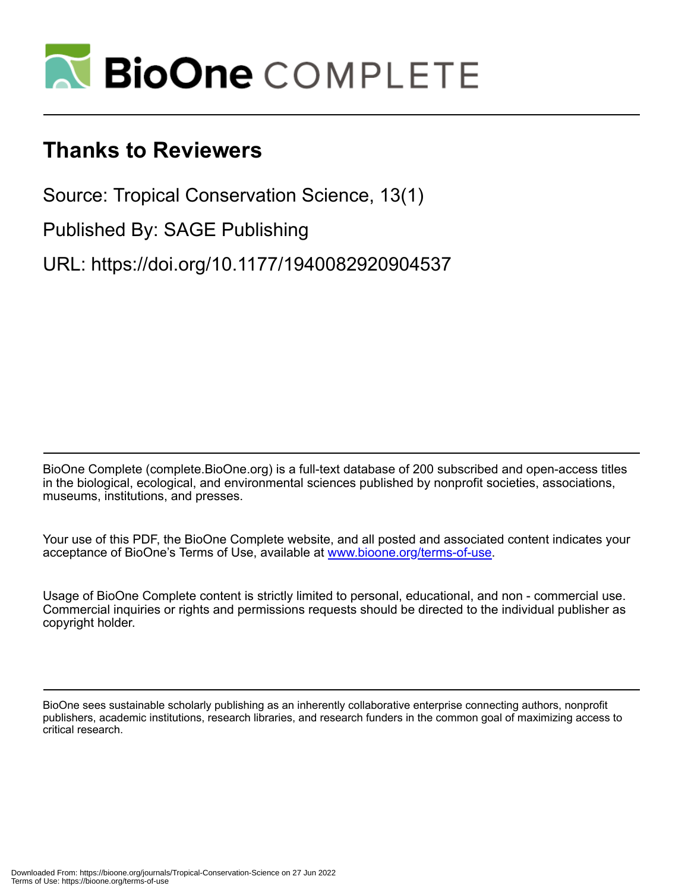# Thanks to Reviewers

Source: Tropical Conservation Science, 13(1)

Published By: SAGE Publishing

URL: https://doi.org/10.1177/1940082920904537

BioOne Complete (complete.BioOne.org) is a full-text database of 200 subscribed and open-access titles in the biological, ecological, and environmental sciences published by nonprofit societies, associations, museums, institutions, and presses.

Your use of this PDF, the BioOne Complete website, and all posted and associated content indicates your acceptance of BioOne's Terms of Use, available at www.bioone.org/terms-of-use.

Usage of BioOne Complete content is strictly limited to personal, educational, and non - commercial use. Commercial inquiries or rights and permissions requests should be directed to the individual publisher as copyright holder.

BioOne sees sustainable scholarly publishing as an inherently collaborative enterprise connecting authors, nonprofit publishers, academic institutions, research libraries, and research funders in the common goal of maximizing access to critical research.

Downloaded From: https://bioone.org/journals/Tropical-Conservation-Science on 27 Jun 2022
Terms of Use: https://bioone.org/terms-of-use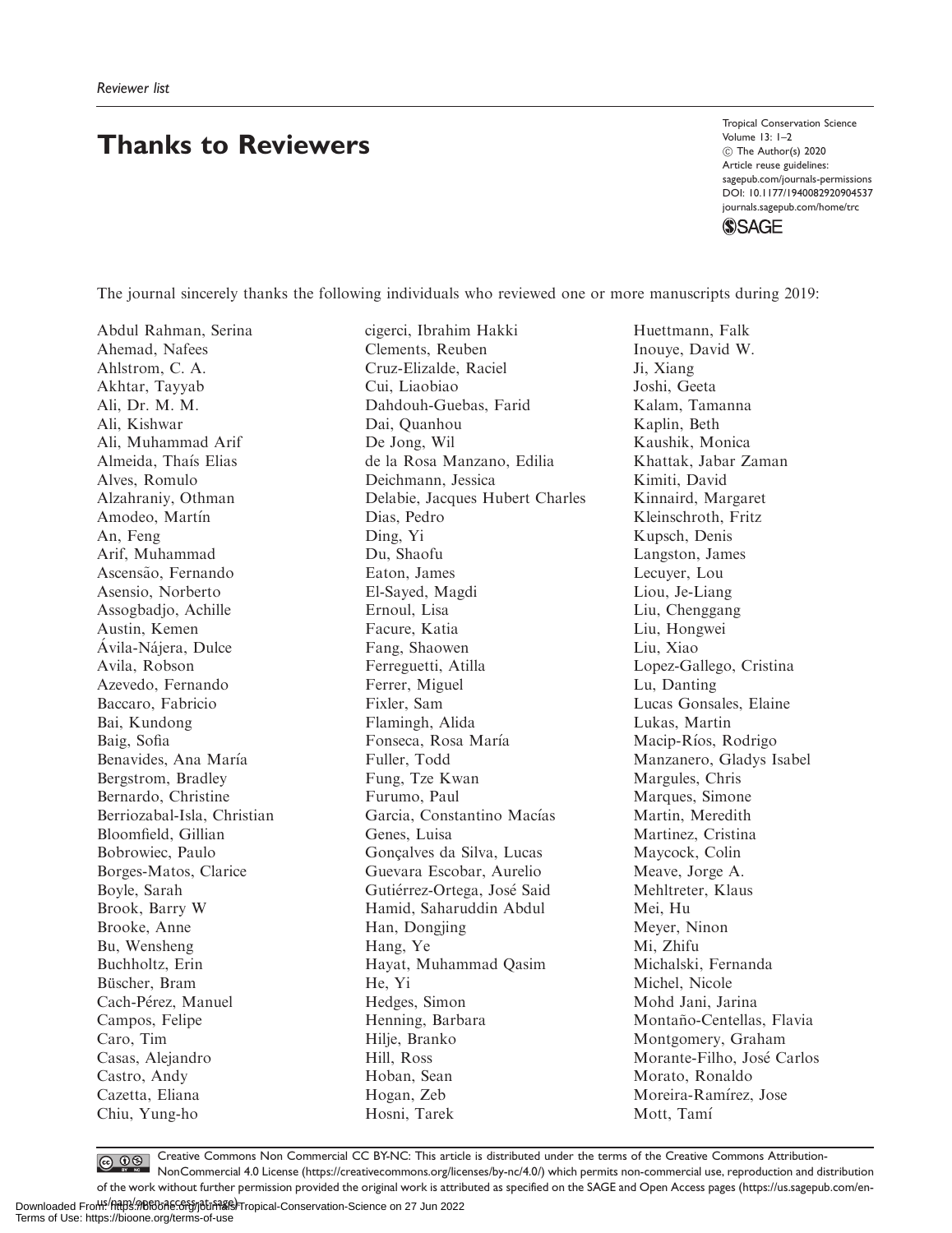*Reviewer list*

# Thanks to Reviewers

The journal sincerely thanks the following individuals who reviewed one or more manuscripts during 2019:

Abdul Rahman, Serina
Ahemad, Nafees
Ahlstrom, C. A.
Akhtar, Tayyab
Ali, Dr. M. M.
Ali, Kishwar
Ali, Muhammad Arif
Almeida, Thaís Elias
Alves, Romulo
Alzahraniy, Othman
Amodeo, Martín
An, Feng
Arif, Muhammad
Ascensão, Fernando
Asensio, Norberto
Assogbadjo, Achille
Austin, Kemen
Ávila-Nájera, Dulce
Avila, Robson
Azevedo, Fernando
Baccaro, Fabricio
Bai, Kundong
Baig, Sofia
Benavides, Ana María
Bergstrom, Bradley
Bernardo, Christine
Berriozabal-Isla, Christian
Bloomfield, Gillian
Bobrowiec, Paulo
Borges-Matos, Clarice
Boyle, Sarah
Brook, Barry W
Brooke, Anne
Bu, Wensheng
Buchholtz, Erin
Büscher, Bram
Cach-Pérez, Manuel
Campos, Felipe
Caro, Tim
Casas, Alejandro
Castro, Andy
Cazetta, Eliana
Chiu, Yung-ho
cigerci, Ibrahim Hakki
Clements, Reuben
Cruz-Elizalde, Raciel
Cui, Liaobiao
Dahdouh-Guebas, Farid
Dai, Quanhou
De Jong, Wil
de la Rosa Manzano, Edilia
Deichmann, Jessica
Delabie, Jacques Hubert Charles
Dias, Pedro
Ding, Yi
Du, Shaofu
Eaton, James
El-Sayed, Magdi
Ernoul, Lisa
Facure, Katia
Fang, Shaowen
Ferreguetti, Atilla
Ferrer, Miguel
Fixler, Sam
Flamingh, Alida
Fonseca, Rosa María
Fuller, Todd
Fung, Tze Kwan
Furumo, Paul
Garcia, Constantino Macías
Genes, Luisa
Gonçalves da Silva, Lucas
Guevara Escobar, Aurelio
Gutiérrez-Ortega, José Said
Hamid, Saharuddin Abdul
Han, Dongjing
Hang, Ye
Hayat, Muhammad Qasim
He, Yi
Hedges, Simon
Henning, Barbara
Hilje, Branko
Hill, Ross
Hoban, Sean
Hogan, Zeb
Hosni, Tarek
Huettmann, Falk
Inouye, David W.
Ji, Xiang
Joshi, Geeta
Kalam, Tamanna
Kaplin, Beth
Kaushik, Monica
Khattak, Jabar Zaman
Kimiti, David
Kinnaird, Margaret
Kleinschroth, Fritz
Kupsch, Denis
Langston, James
Lecuyer, Lou
Liou, Je-Liang
Liu, Chenggang
Liu, Hongwei
Liu, Xiao
Lopez-Gallego, Cristina
Lu, Danting
Lucas Gonsales, Elaine
Lukas, Martin
Macip-Ríos, Rodrigo
Manzanero, Gladys Isabel
Margules, Chris
Marques, Simone
Martin, Meredith
Martinez, Cristina
Maycock, Colin
Meave, Jorge A.
Mehltreter, Klaus
Mei, Hu
Meyer, Ninon
Mi, Zhifu
Michalski, Fernanda
Michel, Nicole
Mohd Jani, Jarina
Montaño-Centellas, Flavia
Montgomery, Graham
Morante-Filho, José Carlos
Morato, Ronaldo
Moreira-Ramírez, Jose
Mott, Tamí

Creative Commons Non Commercial CC BY-NC: This article is distributed under the terms of the Creative Commons Attribution-NonCommercial 4.0 License (https://creativecommons.org/licenses/by-nc/4.0/) which permits non-commercial use, reproduction and distribution of the work without further permission provided the original work is attributed as specified on the SAGE and Open Access pages (https://us.sagepub.com/en-us/nam/open-access-at-sage).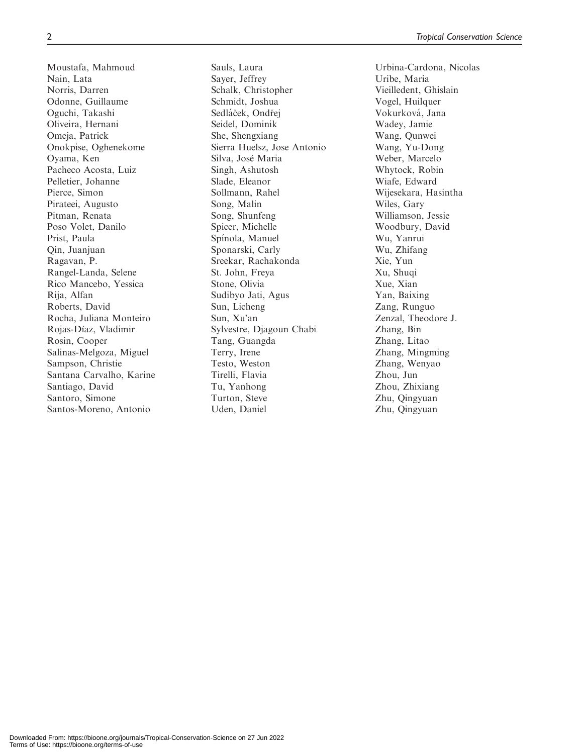Moustafa, Mahmoud
Nain, Lata
Norris, Darren
Odonne, Guillaume
Oguchi, Takashi
Oliveira, Hernani
Omeja, Patrick
Onokpise, Oghenekome
Oyama, Ken
Pacheco Acosta, Luiz
Pelletier, Johanne
Pierce, Simon
Pirateei, Augusto
Pitman, Renata
Poso Volet, Danilo
Prist, Paula
Qin, Juanjuan
Ragavan, P.
Rangel-Landa, Selene
Rico Mancebo, Yessica
Rija, Alfan
Roberts, David
Rocha, Juliana Monteiro
Rojas-Díaz, Vladimir
Rosin, Cooper
Salinas-Melgoza, Miguel
Sampson, Christie
Santana Carvalho, Karine
Santiago, David
Santoro, Simone
Santos-Moreno, Antonio
Sauls, Laura
Sayer, Jeffrey
Schalk, Christopher
Schmidt, Joshua
Sedláček, Ondřej
Seidel, Dominik
She, Shengxiang
Sierra Huelsz, Jose Antonio
Silva, José Maria
Singh, Ashutosh
Slade, Eleanor
Sollmann, Rahel
Song, Malin
Song, Shunfeng
Spicer, Michelle
Spínola, Manuel
Sponarski, Carly
Sreekar, Rachakonda
St. John, Freya
Stone, Olivia
Sudibyo Jati, Agus
Sun, Licheng
Sun, Xu'an
Sylvestre, Djagoun Chabi
Tang, Guangda
Terry, Irene
Testo, Weston
Tirelli, Flavia
Tu, Yanhong
Turton, Steve
Uden, Daniel
Urbina-Cardona, Nicolas
Uribe, Maria
Vieilledent, Ghislain
Vogel, Huilquer
Vokurková, Jana
Wadey, Jamie
Wang, Qunwei
Wang, Yu-Dong
Weber, Marcelo
Whytock, Robin
Wiafe, Edward
Wijesekara, Hasintha
Wiles, Gary
Williamson, Jessie
Woodbury, David
Wu, Yanrui
Wu, Zhifang
Xie, Yun
Xu, Shuqi
Xue, Xian
Yan, Baixing
Zang, Runguo
Zenzal, Theodore J.
Zhang, Bin
Zhang, Litao
Zhang, Mingming
Zhang, Wenyao
Zhou, Jun
Zhou, Zhixiang
Zhu, Qingyuan
Zhu, Qingyuan